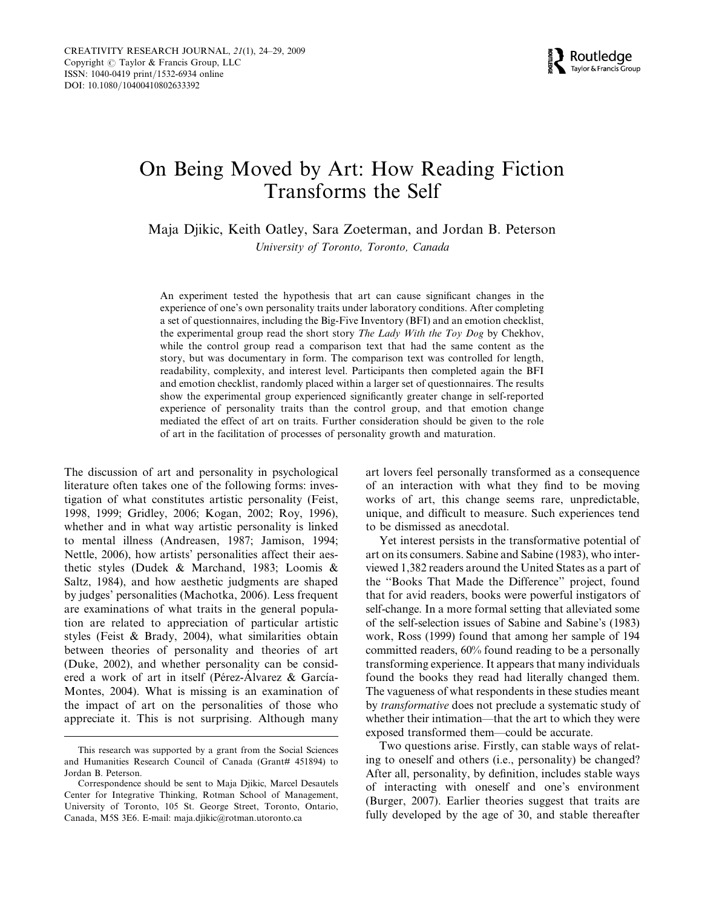# On Being Moved by Art: How Reading Fiction Transforms the Self

Maja Djikic, Keith Oatley, Sara Zoeterman, and Jordan B. Peterson

*University of Toronto, Toronto, Canada*

An experiment tested the hypothesis that art can cause significant changes in the experience of one's own personality traits under laboratory conditions. After completing a set of questionnaires, including the Big-Five Inventory (BFI) and an emotion checklist, the experimental group read the short story *The Lady With the Toy Dog* by Chekhov, while the control group read a comparison text that had the same content as the story, but was documentary in form. The comparison text was controlled for length, readability, complexity, and interest level. Participants then completed again the BFI and emotion checklist, randomly placed within a larger set of questionnaires. The results show the experimental group experienced significantly greater change in self-reported experience of personality traits than the control group, and that emotion change mediated the effect of art on traits. Further consideration should be given to the role of art in the facilitation of processes of personality growth and maturation.

The discussion of art and personality in psychological literature often takes one of the following forms: investigation of what constitutes artistic personality (Feist, 1998, 1999; Gridley, 2006; Kogan, 2002; Roy, 1996), whether and in what way artistic personality is linked to mental illness (Andreasen, 1987; Jamison, 1994; Nettle, 2006), how artists' personalities affect their aesthetic styles (Dudek & Marchand, 1983; Loomis & Saltz, 1984), and how aesthetic judgments are shaped by judges' personalities (Machotka, 2006). Less frequent are examinations of what traits in the general population are related to appreciation of particular artistic styles (Feist & Brady, 2004), what similarities obtain between theories of personality and theories of art (Duke, 2002), and whether personality can be considered a work of art in itself (Pérez-Álvarez & García-Montes, 2004). What is missing is an examination of the impact of art on the personalities of those who appreciate it. This is not surprising. Although many art lovers feel personally transformed as a consequence of an interaction with what they find to be moving works of art, this change seems rare, unpredictable, unique, and difficult to measure. Such experiences tend to be dismissed as anecdotal.

Yet interest persists in the transformative potential of art on its consumers. Sabine and Sabine (1983), who interviewed 1,382 readers around the United States as a part of the "Books That Made the Difference" project, found that for avid readers, books were powerful instigators of self-change. In a more formal setting that alleviated some of the self-selection issues of Sabine and Sabine's (1983) work, Ross (1999) found that among her sample of 194 committed readers, 60% found reading to be a personally transforming experience. It appears that many individuals found the books they read had literally changed them. The vagueness of what respondents in these studies meant by *transformative* does not preclude a systematic study of whether their intimation—that the art to which they were exposed transformed them—could be accurate.

Two questions arise. Firstly, can stable ways of relating to oneself and others (i.e., personality) be changed? After all, personality, by definition, includes stable ways of interacting with oneself and one's environment (Burger, 2007). Earlier theories suggest that traits are fully developed by the age of 30, and stable thereafter

---

This research was supported by a grant from the Social Sciences and Humanities Research Council of Canada (Grant# 451894) to Jordan B. Peterson.

Correspondence should be sent to Maja Djikic, Marcel Desautels Center for Integrative Thinking, Rotman School of Management, University of Toronto, 105 St. George Street, Toronto, Ontario, Canada, M5S 3E6. E-mail: maja.djikic@rotman.utoronto.ca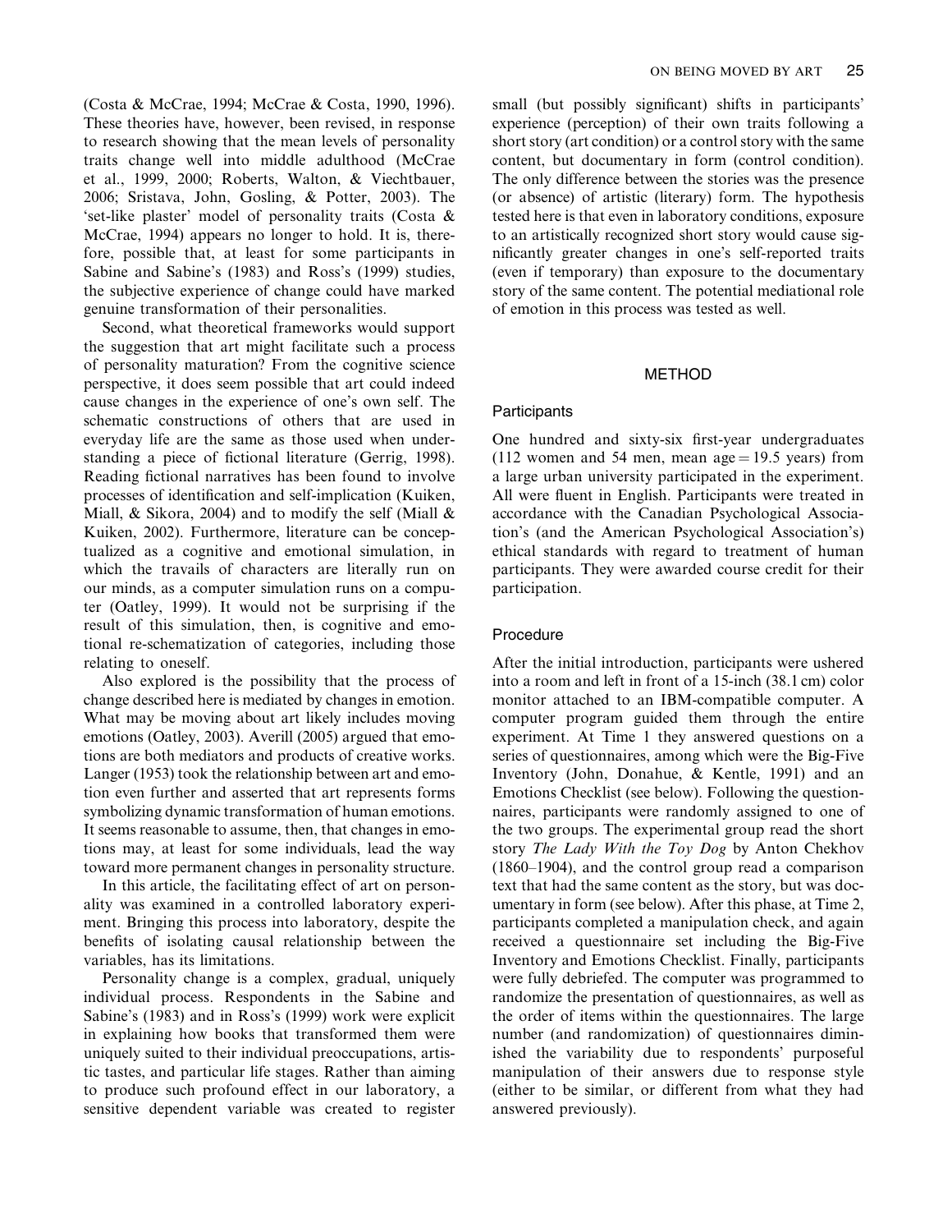(Costa & McCrae, 1994; McCrae & Costa, 1990, 1996). These theories have, however, been revised, in response to research showing that the mean levels of personality traits change well into middle adulthood (McCrae et al., 1999, 2000; Roberts, Walton, & Viechtbauer, 2006; Sristava, John, Gosling, & Potter, 2003). The 'set-like plaster' model of personality traits (Costa & McCrae, 1994) appears no longer to hold. It is, therefore, possible that, at least for some participants in Sabine and Sabine's (1983) and Ross's (1999) studies, the subjective experience of change could have marked genuine transformation of their personalities.

Second, what theoretical frameworks would support the suggestion that art might facilitate such a process of personality maturation? From the cognitive science perspective, it does seem possible that art could indeed cause changes in the experience of one's own self. The schematic constructions of others that are used in everyday life are the same as those used when understanding a piece of fictional literature (Gerrig, 1998). Reading fictional narratives has been found to involve processes of identification and self-implication (Kuiken, Miall, & Sikora, 2004) and to modify the self (Miall & Kuiken, 2002). Furthermore, literature can be conceptualized as a cognitive and emotional simulation, in which the travails of characters are literally run on our minds, as a computer simulation runs on a computer (Oatley, 1999). It would not be surprising if the result of this simulation, then, is cognitive and emotional re-schematization of categories, including those relating to oneself.

Also explored is the possibility that the process of change described here is mediated by changes in emotion. What may be moving about art likely includes moving emotions (Oatley, 2003). Averill (2005) argued that emotions are both mediators and products of creative works. Langer (1953) took the relationship between art and emotion even further and asserted that art represents forms symbolizing dynamic transformation of human emotions. It seems reasonable to assume, then, that changes in emotions may, at least for some individuals, lead the way toward more permanent changes in personality structure.

In this article, the facilitating effect of art on personality was examined in a controlled laboratory experiment. Bringing this process into laboratory, despite the benefits of isolating causal relationship between the variables, has its limitations.

Personality change is a complex, gradual, uniquely individual process. Respondents in the Sabine and Sabine's (1983) and in Ross's (1999) work were explicit in explaining how books that transformed them were uniquely suited to their individual preoccupations, artistic tastes, and particular life stages. Rather than aiming to produce such profound effect in our laboratory, a sensitive dependent variable was created to register small (but possibly significant) shifts in participants' experience (perception) of their own traits following a short story (art condition) or a control story with the same content, but documentary in form (control condition). The only difference between the stories was the presence (or absence) of artistic (literary) form. The hypothesis tested here is that even in laboratory conditions, exposure to an artistically recognized short story would cause significantly greater changes in one's self-reported traits (even if temporary) than exposure to the documentary story of the same content. The potential mediational role of emotion in this process was tested as well.

## METHOD

### Participants

One hundred and sixty-six first-year undergraduates (112 women and 54 men, mean age = 19.5 years) from a large urban university participated in the experiment. All were fluent in English. Participants were treated in accordance with the Canadian Psychological Association's (and the American Psychological Association's) ethical standards with regard to treatment of human participants. They were awarded course credit for their participation.

### Procedure

After the initial introduction, participants were ushered into a room and left in front of a 15-inch (38.1 cm) color monitor attached to an IBM-compatible computer. A computer program guided them through the entire experiment. At Time 1 they answered questions on a series of questionnaires, among which were the Big-Five Inventory (John, Donahue, & Kentle, 1991) and an Emotions Checklist (see below). Following the questionnaires, participants were randomly assigned to one of the two groups. The experimental group read the short story *The Lady With the Toy Dog* by Anton Chekhov (1860–1904), and the control group read a comparison text that had the same content as the story, but was documentary in form (see below). After this phase, at Time 2, participants completed a manipulation check, and again received a questionnaire set including the Big-Five Inventory and Emotions Checklist. Finally, participants were fully debriefed. The computer was programmed to randomize the presentation of questionnaires, as well as the order of items within the questionnaires. The large number (and randomization) of questionnaires diminished the variability due to respondents' purposeful manipulation of their answers due to response style (either to be similar, or different from what they had answered previously).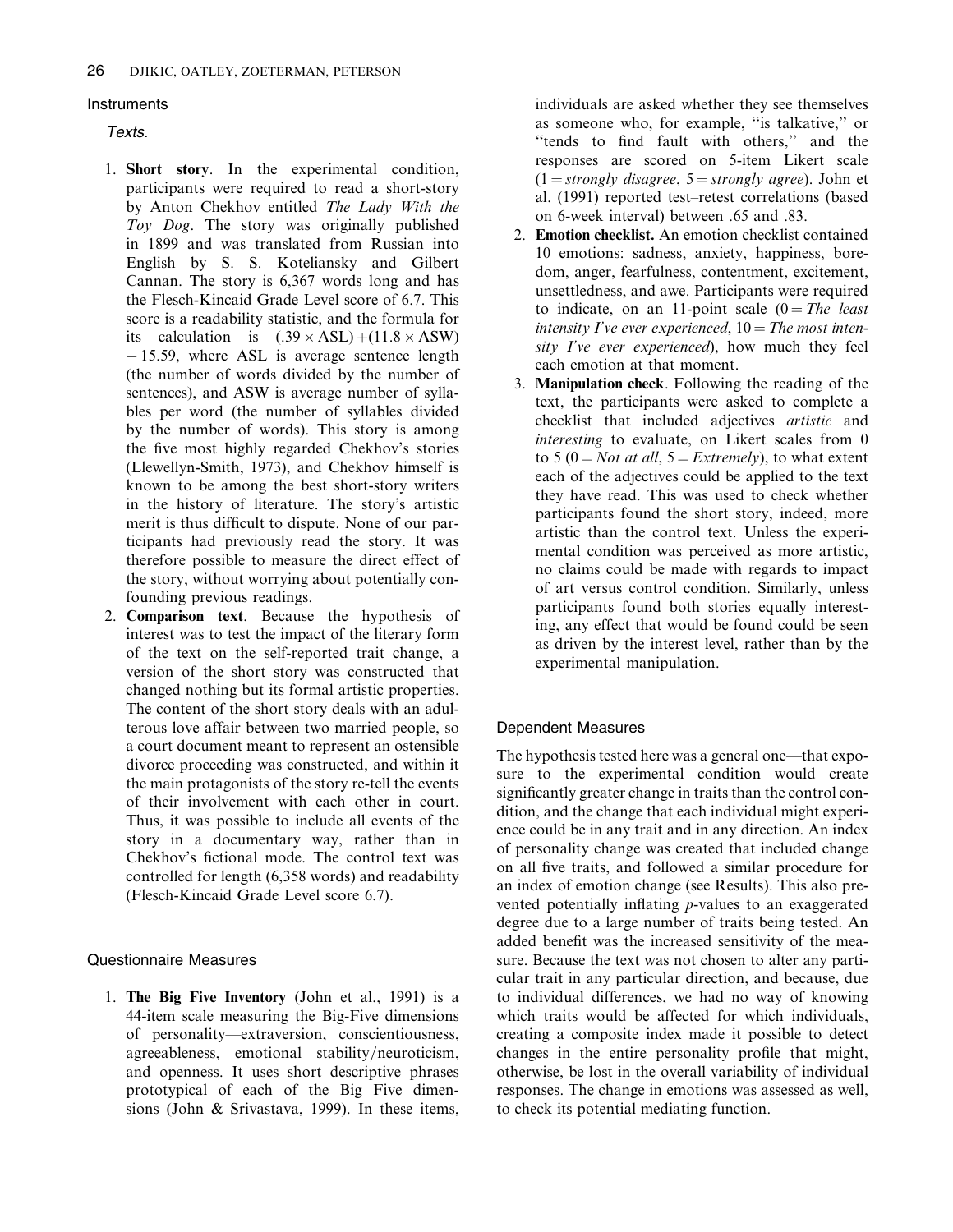## Instruments

### Texts.

1. **Short story**. In the experimental condition, participants were required to read a short-story by Anton Chekhov entitled *The Lady With the Toy Dog*. The story was originally published in 1899 and was translated from Russian into English by S. S. Koteliansky and Gilbert Cannan. The story is 6,367 words long and has the Flesch-Kincaid Grade Level score of 6.7. This score is a readability statistic, and the formula for its calculation is $(.39 \times \text{ASL}) + (11.8 \times \text{ASW}) - 15.59$, where ASL is average sentence length (the number of words divided by the number of sentences), and ASW is average number of syllables per word (the number of syllables divided by the number of words). This story is among the five most highly regarded Chekhov's stories (Llewellyn-Smith, 1973), and Chekhov himself is known to be among the best short-story writers in the history of literature. The story's artistic merit is thus difficult to dispute. None of our participants had previously read the story. It was therefore possible to measure the direct effect of the story, without worrying about potentially confounding previous readings.
2. **Comparison text**. Because the hypothesis of interest was to test the impact of the literary form of the text on the self-reported trait change, a version of the short story was constructed that changed nothing but its formal artistic properties. The content of the short story deals with an adulterous love affair between two married people, so a court document meant to represent an ostensible divorce proceeding was constructed, and within it the main protagonists of the story re-tell the events of their involvement with each other in court. Thus, it was possible to include all events of the story in a documentary way, rather than in Chekhov's fictional mode. The control text was controlled for length (6,358 words) and readability (Flesch-Kincaid Grade Level score 6.7).

## Questionnaire Measures

1. **The Big Five Inventory** (John et al., 1991) is a 44-item scale measuring the Big-Five dimensions of personality—extraversion, conscientiousness, agreeableness, emotional stability/neuroticism, and openness. It uses short descriptive phrases prototypical of each of the Big Five dimensions (John & Srivastava, 1999). In these items, individuals are asked whether they see themselves as someone who, for example, "is talkative," or "tends to find fault with others," and the responses are scored on 5-item Likert scale (1 = *strongly disagree*, 5 = *strongly agree*). John et al. (1991) reported test–retest correlations (based on 6-week interval) between .65 and .83.
2. **Emotion checklist.** An emotion checklist contained 10 emotions: sadness, anxiety, happiness, boredom, anger, fearfulness, contentment, excitement, unsettledness, and awe. Participants were required to indicate, on an 11-point scale (0 = *The least intensity I've ever experienced*, 10 = *The most intensity I've ever experienced*), how much they feel each emotion at that moment.
3. **Manipulation check**. Following the reading of the text, the participants were asked to complete a checklist that included adjectives *artistic* and *interesting* to evaluate, on Likert scales from 0 to 5 (0 = *Not at all*, 5 = *Extremely*), to what extent each of the adjectives could be applied to the text they have read. This was used to check whether participants found the short story, indeed, more artistic than the control text. Unless the experimental condition was perceived as more artistic, no claims could be made with regards to impact of art versus control condition. Similarly, unless participants found both stories equally interesting, any effect that would be found could be seen as driven by the interest level, rather than by the experimental manipulation.

## Dependent Measures

The hypothesis tested here was a general one—that exposure to the experimental condition would create significantly greater change in traits than the control condition, and the change that each individual might experience could be in any trait and in any direction. An index of personality change was created that included change on all five traits, and followed a similar procedure for an index of emotion change (see Results). This also prevented potentially inflating *p*-values to an exaggerated degree due to a large number of traits being tested. An added benefit was the increased sensitivity of the measure. Because the text was not chosen to alter any particular trait in any particular direction, and because, due to individual differences, we had no way of knowing which traits would be affected for which individuals, creating a composite index made it possible to detect changes in the entire personality profile that might, otherwise, be lost in the overall variability of individual responses. The change in emotions was assessed as well, to check its potential mediating function.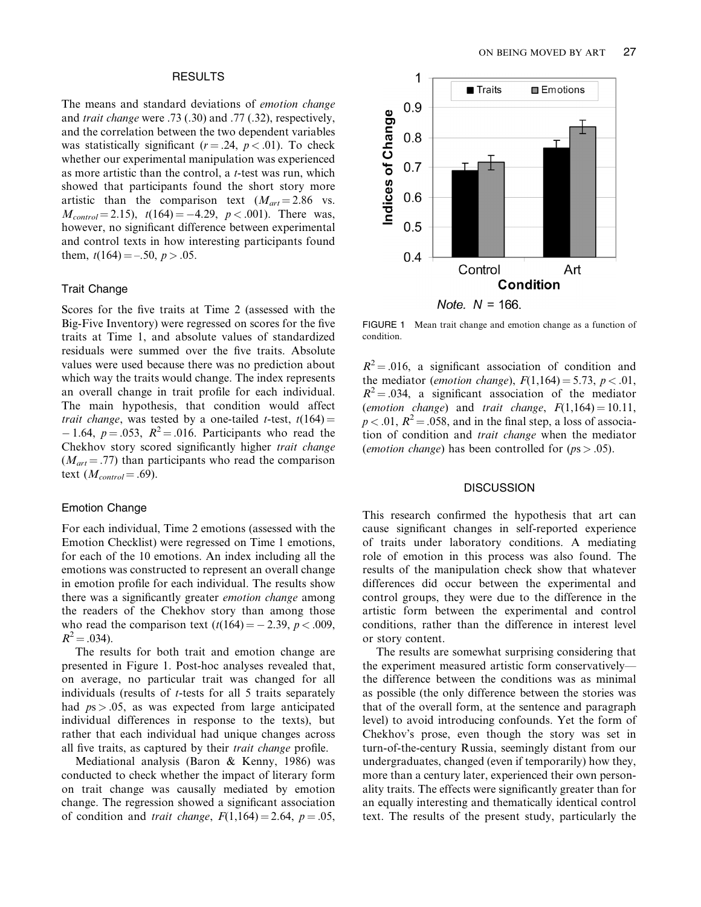## RESULTS

The means and standard deviations of *emotion change* and *trait change* were .73 (.30) and .77 (.32), respectively, and the correlation between the two dependent variables was statistically significant ($r = .24$, $p < .01$). To check whether our experimental manipulation was experienced as more artistic than the control, a *t*-test was run, which showed that participants found the short story more artistic than the comparison text ($M_{art} = 2.86$ vs. $M_{control} = 2.15$), $t(164) = -4.29$, $p < .001$). There was, however, no significant difference between experimental and control texts in how interesting participants found them, $t(164) = -.50$, $p > .05$.

### Trait Change

Scores for the five traits at Time 2 (assessed with the Big-Five Inventory) were regressed on scores for the five traits at Time 1, and absolute values of standardized residuals were summed over the five traits. Absolute values were used because there was no prediction about which way the traits would change. The index represents an overall change in trait profile for each individual. The main hypothesis, that condition would affect *trait change*, was tested by a one-tailed *t*-test, $t(164) = -1.64$, $p = .053$, $R^2 = .016$. Participants who read the Chekhov story scored significantly higher *trait change* ($M_{art} = .77$) than participants who read the comparison text ($M_{control} = .69$).

### Emotion Change

For each individual, Time 2 emotions (assessed with the Emotion Checklist) were regressed on Time 1 emotions, for each of the 10 emotions. An index including all the emotions was constructed to represent an overall change in emotion profile for each individual. The results show there was a significantly greater *emotion change* among the readers of the Chekhov story than among those who read the comparison text ($t(164) = -2.39$, $p < .009$, $R^2 = .034$).

The results for both trait and emotion change are presented in Figure 1. Post-hoc analyses revealed that, on average, no particular trait was changed for all individuals (results of *t*-tests for all 5 traits separately had $ps > .05$, as was expected from large anticipated individual differences in response to the texts), but rather that each individual had unique changes across all five traits, as captured by their *trait change* profile.

Mediational analysis (Baron & Kenny, 1986) was conducted to check whether the impact of literary form on trait change was causally mediated by emotion change. The regression showed a significant association of condition and *trait change*, $F(1,164) = 2.64$, $p = .05$, $R^2 = .016$, a significant association of condition and the mediator (*emotion change*), $F(1,164) = 5.73$, $p < .01$, $R^2 = .034$, a significant association of the mediator (*emotion change*) and *trait change*, $F(1,164) = 10.11$, $p < .01$, $R^2 = .058$, and in the final step, a loss of association of condition and *trait change* when the mediator (*emotion change*) has been controlled for ($ps > .05$).

*Note.* $N = 166$.

FIGURE 1 Mean trait change and emotion change as a function of condition.

## DISCUSSION

This research confirmed the hypothesis that art can cause significant changes in self-reported experience of traits under laboratory conditions. A mediating role of emotion in this process was also found. The results of the manipulation check show that whatever differences did occur between the experimental and control groups, they were due to the difference in the artistic form between the experimental and control conditions, rather than the difference in interest level or story content.

The results are somewhat surprising considering that the experiment measured artistic form conservatively—the difference between the conditions was as minimal as possible (the only difference between the stories was that of the overall form, at the sentence and paragraph level) to avoid introducing confounds. Yet the form of Chekhov's prose, even though the story was set in turn-of-the-century Russia, seemingly distant from our undergraduates, changed (even if temporarily) how they, more than a century later, experienced their own personality traits. The effects were significantly greater than for an equally interesting and thematically identical control text. The results of the present study, particularly the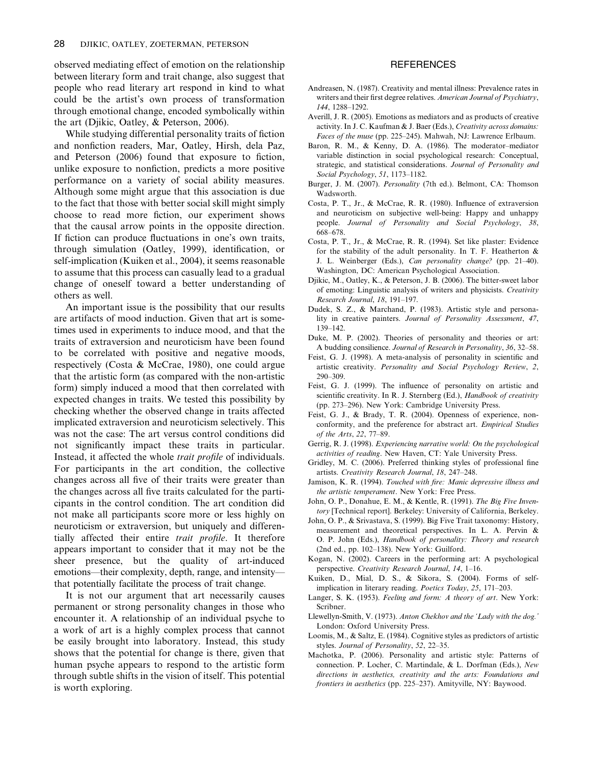observed mediating effect of emotion on the relationship between literary form and trait change, also suggest that people who read literary art respond in kind to what could be the artist's own process of transformation through emotional change, encoded symbolically within the art (Djikic, Oatley, & Peterson, 2006).

While studying differential personality traits of fiction and nonfiction readers, Mar, Oatley, Hirsh, dela Paz, and Peterson (2006) found that exposure to fiction, unlike exposure to nonfiction, predicts a more positive performance on a variety of social ability measures. Although some might argue that this association is due to the fact that those with better social skill might simply choose to read more fiction, our experiment shows that the causal arrow points in the opposite direction. If fiction can produce fluctuations in one's own traits, through simulation (Oatley, 1999), identification, or self-implication (Kuiken et al., 2004), it seems reasonable to assume that this process can casually lead to a gradual change of oneself toward a better understanding of others as well.

An important issue is the possibility that our results are artifacts of mood induction. Given that art is sometimes used in experiments to induce mood, and that the traits of extraversion and neuroticism have been found to be correlated with positive and negative moods, respectively (Costa & McCrae, 1980), one could argue that the artistic form (as compared with the non-artistic form) simply induced a mood that then correlated with expected changes in traits. We tested this possibility by checking whether the observed change in traits affected implicated extraversion and neuroticism selectively. This was not the case: The art versus control conditions did not significantly impact these traits in particular. Instead, it affected the whole *trait profile* of individuals. For participants in the art condition, the collective changes across all five of their traits were greater than the changes across all five traits calculated for the participants in the control condition. The art condition did not make all participants score more or less highly on neuroticism or extraversion, but uniquely and differentially affected their entire *trait profile*. It therefore appears important to consider that it may not be the sheer presence, but the quality of art-induced emotions—their complexity, depth, range, and intensity—that potentially facilitate the process of trait change.

It is not our argument that art necessarily causes permanent or strong personality changes in those who encounter it. A relationship of an individual psyche to a work of art is a highly complex process that cannot be easily brought into laboratory. Instead, this study shows that the potential for change is there, given that human psyche appears to respond to the artistic form through subtle shifts in the vision of itself. This potential is worth exploring.

## REFERENCES

Andreasen, N. (1987). Creativity and mental illness: Prevalence rates in writers and their first degree relatives. *American Journal of Psychiatry*, *144*, 1288–1292.

Averill, J. R. (2005). Emotions as mediators and as products of creative activity. In J. C. Kaufman & J. Baer (Eds.), *Creativity across domains: Faces of the muse* (pp. 225–245). Mahwah, NJ: Lawrence Erlbaum.

Baron, R. M., & Kenny, D. A. (1986). The moderator–mediator variable distinction in social psychological research: Conceptual, strategic, and statistical considerations. *Journal of Personality and Social Psychology*, *51*, 1173–1182.

Burger, J. M. (2007). *Personality* (7th ed.). Belmont, CA: Thomson Wadsworth.

Costa, P. T., Jr., & McCrae, R. R. (1980). Influence of extraversion and neuroticism on subjective well-being: Happy and unhappy people. *Journal of Personality and Social Psychology*, *38*, 668–678.

Costa, P. T., Jr., & McCrae, R. R. (1994). Set like plaster: Evidence for the stability of the adult personality. In T. F. Heatherton & J. L. Weinberger (Eds.), *Can personality change?* (pp. 21–40). Washington, DC: American Psychological Association.

Djikic, M., Oatley, K., & Peterson, J. B. (2006). The bitter-sweet labor of emoting: Linguistic analysis of writers and physicists. *Creativity Research Journal*, *18*, 191–197.

Dudek, S. Z., & Marchand, P. (1983). Artistic style and personality in creative painters. *Journal of Personality Assessment*, *47*, 139–142.

Duke, M. P. (2002). Theories of personality and theories or art: A budding consilience. *Journal of Research in Personality*, *36*, 32–58.

Feist, G. J. (1998). A meta-analysis of personality in scientific and artistic creativity. *Personality and Social Psychology Review*, *2*, 290–309.

Feist, G. J. (1999). The influence of personality on artistic and scientific creativity. In R. J. Sternberg (Ed.), *Handbook of creativity* (pp. 273–296). New York: Cambridge University Press.

Feist, G. J., & Brady, T. R. (2004). Openness of experience, nonconformity, and the preference for abstract art. *Empirical Studies of the Arts*, *22*, 77–89.

Gerrig, R. J. (1998). *Experiencing narrative world: On the psychological activities of reading*. New Haven, CT: Yale University Press.

Gridley, M. C. (2006). Preferred thinking styles of professional fine artists. *Creativity Research Journal*, *18*, 247–248.

Jamison, K. R. (1994). *Touched with fire: Manic depressive illness and the artistic temperament*. New York: Free Press.

John, O. P., Donahue, E. M., & Kentle, R. (1991). *The Big Five Inventory* [Technical report]. Berkeley: University of California, Berkeley.

John, O. P., & Srivastava, S. (1999). Big Five Trait taxonomy: History, measurement and theoretical perspectives. In L. A. Pervin & O. P. John (Eds.), *Handbook of personality: Theory and research* (2nd ed., pp. 102–138). New York: Guilford.

Kogan, N. (2002). Careers in the performing art: A psychological perspective. *Creativity Research Journal*, *14*, 1–16.

Kuiken, D., Mial, D. S., & Sikora, S. (2004). Forms of self-implication in literary reading. *Poetics Today*, *25*, 171–203.

Langer, S. K. (1953). *Feeling and form: A theory of art*. New York: Scribner.

Llewellyn-Smith, V. (1973). *Anton Chekhov and the 'Lady with the dog.'* London: Oxford University Press.

Loomis, M., & Saltz, E. (1984). Cognitive styles as predictors of artistic styles. *Journal of Personality*, *52*, 22–35.

Machotka, P. (2006). Personality and artistic style: Patterns of connection. P. Locher, C. Martindale, & L. Dorfman (Eds.), *New directions in aesthetics, creativity and the arts: Foundations and frontiers in aesthetics* (pp. 225–237). Amityville, NY: Baywood.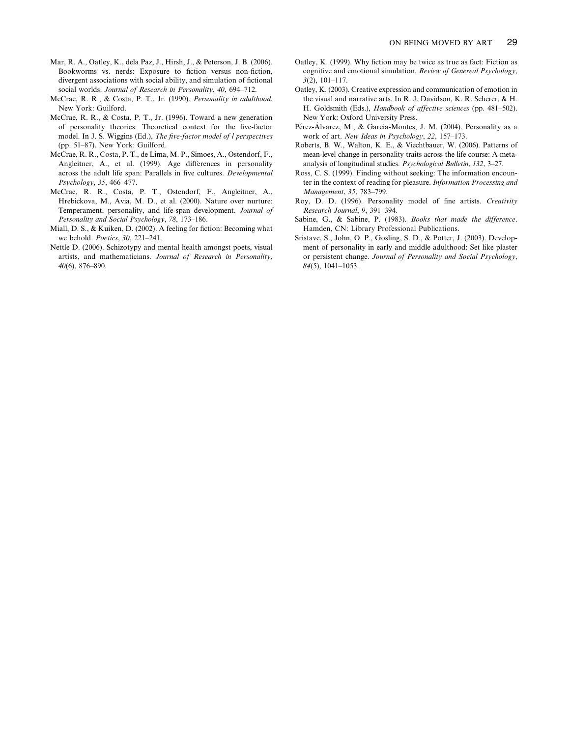Mar, R. A., Oatley, K., dela Paz, J., Hirsh, J., & Peterson, J. B. (2006). Bookworms vs. nerds: Exposure to fiction versus non-fiction, divergent associations with social ability, and simulation of fictional social worlds. *Journal of Research in Personality*, *40*, 694–712.

McCrae, R. R., & Costa, P. T., Jr. (1990). *Personality in adulthood*. New York: Guilford.

McCrae, R. R., & Costa, P. T., Jr. (1996). Toward a new generation of personality theories: Theoretical context for the five-factor model. In J. S. Wiggins (Ed.), *The five-factor model of l perspectives* (pp. 51–87). New York: Guilford.

McCrae, R. R., Costa, P. T., de Lima, M. P., Simoes, A., Ostendorf, F., Angleitner, A., et al. (1999). Age differences in personality across the adult life span: Parallels in five cultures. *Developmental Psychology*, *35*, 466–477.

McCrae, R. R., Costa, P. T., Ostendorf, F., Angleitner, A., Hrebickova, M., Avia, M. D., et al. (2000). Nature over nurture: Temperament, personality, and life-span development. *Journal of Personality and Social Psychology*, *78*, 173–186.

Miall, D. S., & Kuiken, D. (2002). A feeling for fiction: Becoming what we behold. *Poetics*, *30*, 221–241.

Nettle D. (2006). Schizotypy and mental health amongst poets, visual artists, and mathematicians. *Journal of Research in Personality*, *40*(6), 876–890.

Oatley, K. (1999). Why fiction may be twice as true as fact: Fiction as cognitive and emotional simulation. *Review of Genereal Psychology*, *3*(2), 101–117.

Oatley, K. (2003). Creative expression and communication of emotion in the visual and narrative arts. In R. J. Davidson, K. R. Scherer, & H. H. Goldsmith (Eds.), *Handbook of affective sciences* (pp. 481–502). New York: Oxford University Press.

Pérez-Álvarez, M., & Garcia-Montes, J. M. (2004). Personality as a work of art. *New Ideas in Psychology*, *22*, 157–173.

Roberts, B. W., Walton, K. E., & Viechtbauer, W. (2006). Patterns of mean-level change in personality traits across the life course: A meta-analysis of longitudinal studies. *Psychological Bulletin*, *132*, 3–27.

Ross, C. S. (1999). Finding without seeking: The information encounter in the context of reading for pleasure. *Information Processing and Management*, *35*, 783–799.

Roy, D. D. (1996). Personality model of fine artists. *Creativity Research Journal*, *9*, 391–394.

Sabine, G., & Sabine, P. (1983). *Books that made the difference*. Hamden, CN: Library Professional Publications.

Sristave, S., John, O. P., Gosling, S. D., & Potter, J. (2003). Development of personality in early and middle adulthood: Set like plaster or persistent change. *Journal of Personality and Social Psychology*, *84*(5), 1041–1053.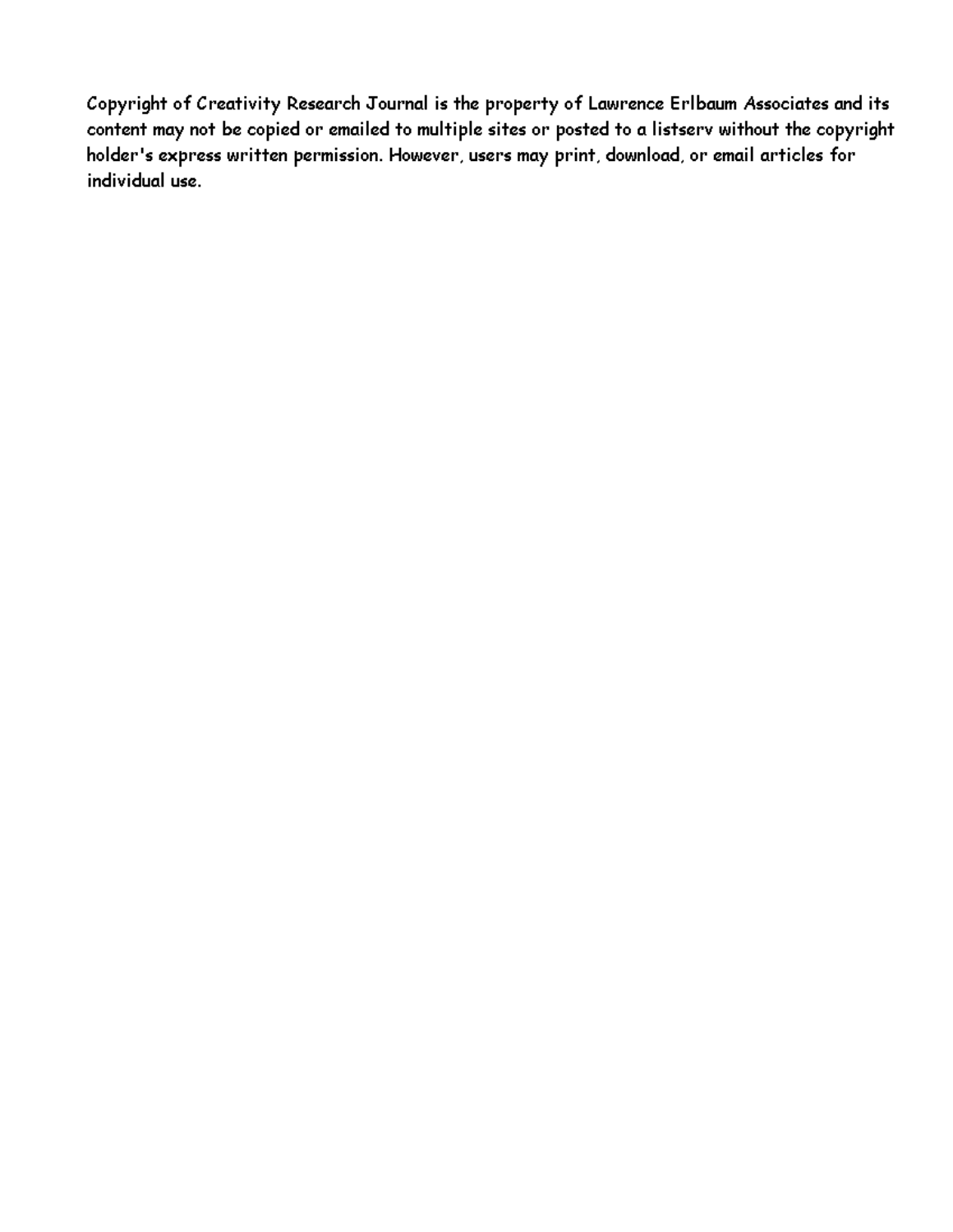Copyright of Creativity Research Journal is the property of Lawrence Erlbaum Associates and its content may not be copied or emailed to multiple sites or posted to a listserv without the copyright holder's express written permission. However, users may print, download, or email articles for individual use.